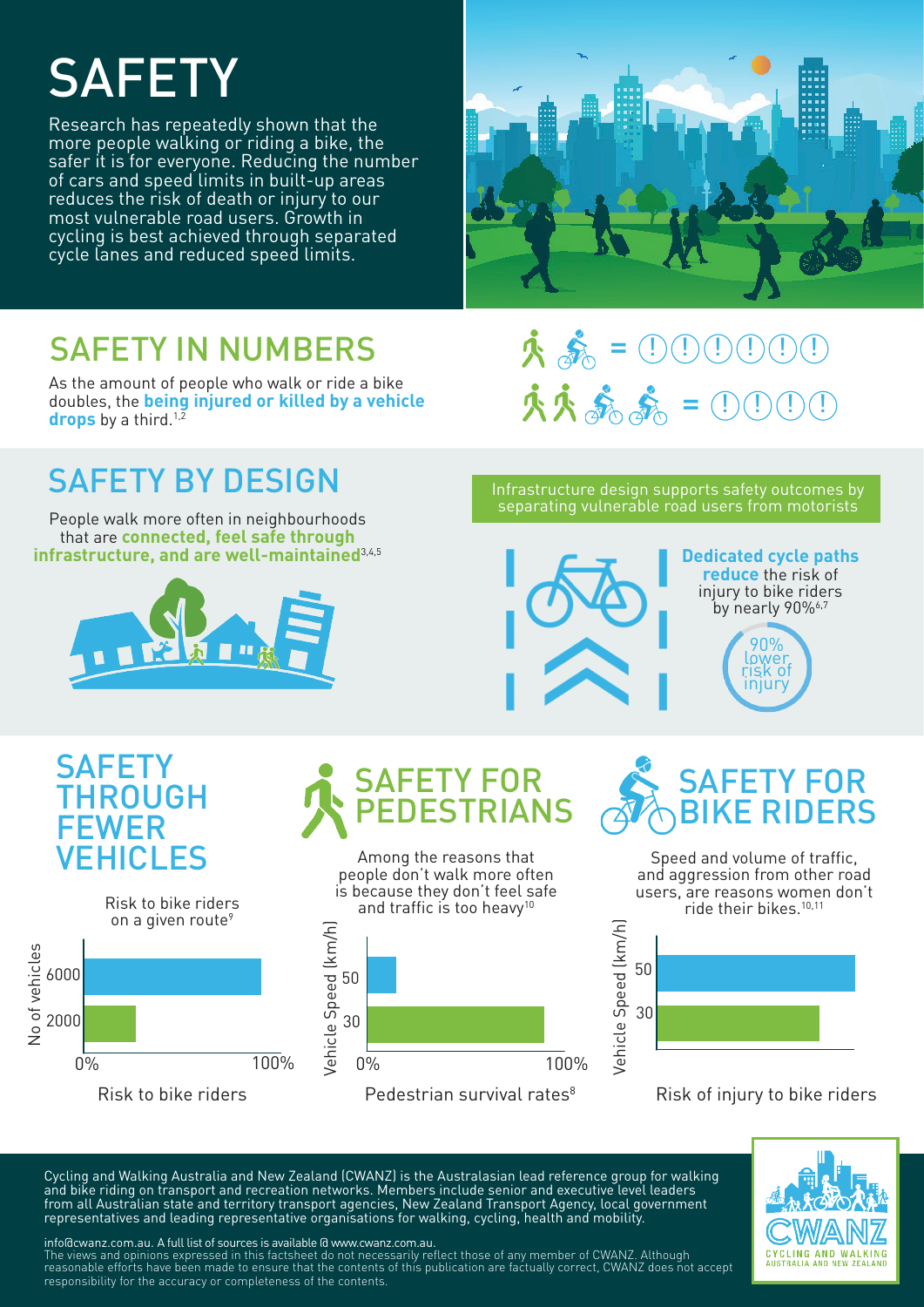# SAFETY

Research has repeatedly shown that the more people walking or riding a bike, the safer it is for everyone. Reducing the number of cars and speed limits in built-up areas reduces the risk of death or injury to our most vulnerable road users. Growth in cycling is best achieved through separated cycle lanes and reduced speed limits.

## SAFETY IN NUMBERS

As the amount of people who walk or ride a bike doubles, the **being injured or killed by a vehicle drops** by a third.[1,2]

## SAFETY BY DESIGN

People walk more often in neighbourhoods that are **connected, feel safe through infrastructure, and are well-maintained**[3,4,5]

Infrastructure design supports safety outcomes by separating vulnerable road users from motorists

**Dedicated cycle paths reduce** the risk of injury to bike riders by nearly 90%[6,7]

90% lower risk of injury

## SAFETY THROUGH FEWER VEHICLES

Risk to bike riders on a given route[9]

No of vehicles: 6000, 2000

0% – 100%

Risk to bike riders

## SAFETY FOR PEDESTRIANS

Among the reasons that people don't walk more often is because they don't feel safe and traffic is too heavy[10]

Vehicle Speed (km/h): 50, 30

0% – 100%

Pedestrian survival rates[8]

## SAFETY FOR BIKE RIDERS

Speed and volume of traffic, and aggression from other road users, are reasons women don't ride their bikes.[10,11]

Vehicle Speed (km/h): 50, 30

Risk of injury to bike riders

---

Cycling and Walking Australia and New Zealand (CWANZ) is the Australasian lead reference group for walking and bike riding on transport and recreation networks. Members include senior and executive level leaders from all Australian state and territory transport agencies, New Zealand Transport Agency, local government representatives and leading representative organisations for walking, cycling, health and mobility.

info@cwanz.com.au. A full list of sources is available @ www.cwanz.com.au.
The views and opinions expressed in this factsheet do not necessarily reflect those of any member of CWANZ. Although reasonable efforts have been made to ensure that the contents of this publication are factually correct, CWANZ does not accept responsibility for the accuracy or completeness of the contents.

CWANZ
CYCLING AND WALKING AUSTRALIA AND NEW ZEALAND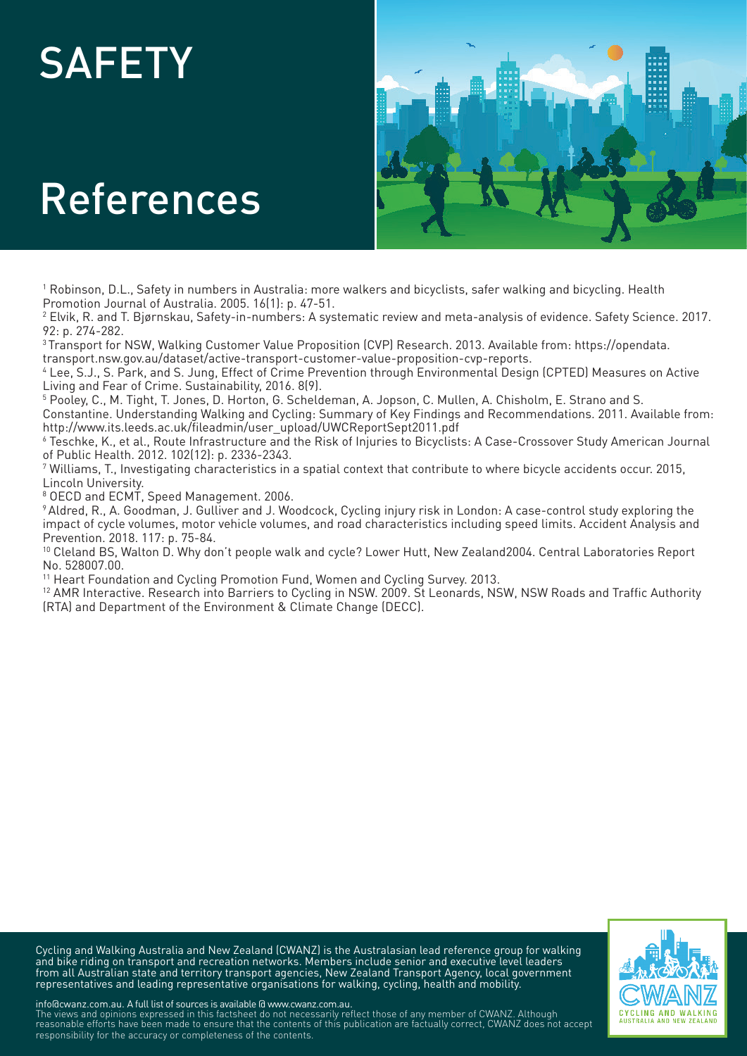# SAFETY

# References

[1] Robinson, D.L., Safety in numbers in Australia: more walkers and bicyclists, safer walking and bicycling. Health Promotion Journal of Australia. 2005. 16(1): p. 47-51.

[2] Elvik, R. and T. Bjørnskau, Safety-in-numbers: A systematic review and meta-analysis of evidence. Safety Science. 2017. 92: p. 274-282.

[3] Transport for NSW, Walking Customer Value Proposition (CVP) Research. 2013. Available from: https://opendata.transport.nsw.gov.au/dataset/active-transport-customer-value-proposition-cvp-reports.

[4] Lee, S.J., S. Park, and S. Jung, Effect of Crime Prevention through Environmental Design (CPTED) Measures on Active Living and Fear of Crime. Sustainability, 2016. 8(9).

[5] Pooley, C., M. Tight, T. Jones, D. Horton, G. Scheldeman, A. Jopson, C. Mullen, A. Chisholm, E. Strano and S. Constantine. Understanding Walking and Cycling: Summary of Key Findings and Recommendations. 2011. Available from: http://www.its.leeds.ac.uk/fileadmin/user_upload/UWCReportSept2011.pdf

[6] Teschke, K., et al., Route Infrastructure and the Risk of Injuries to Bicyclists: A Case-Crossover Study American Journal of Public Health. 2012. 102(12): p. 2336-2343.

[7] Williams, T., Investigating characteristics in a spatial context that contribute to where bicycle accidents occur. 2015, Lincoln University.

[8] OECD and ECMT, Speed Management. 2006.

[9] Aldred, R., A. Goodman, J. Gulliver and J. Woodcock, Cycling injury risk in London: A case-control study exploring the impact of cycle volumes, motor vehicle volumes, and road characteristics including speed limits. Accident Analysis and Prevention. 2018. 117: p. 75-84.

[10] Cleland BS, Walton D. Why don't people walk and cycle? Lower Hutt, New Zealand2004. Central Laboratories Report No. 528007.00.

[11] Heart Foundation and Cycling Promotion Fund, Women and Cycling Survey. 2013.

[12] AMR Interactive. Research into Barriers to Cycling in NSW. 2009. St Leonards, NSW, NSW Roads and Traffic Authority (RTA) and Department of the Environment & Climate Change (DECC).

Cycling and Walking Australia and New Zealand (CWANZ) is the Australasian lead reference group for walking and bike riding on transport and recreation networks. Members include senior and executive level leaders from all Australian state and territory transport agencies, New Zealand Transport Agency, local government representatives and leading representative organisations for walking, cycling, health and mobility.

info@cwanz.com.au. A full list of sources is available @ www.cwanz.com.au.
The views and opinions expressed in this factsheet do not necessarily reflect those of any member of CWANZ. Although reasonable efforts have been made to ensure that the contents of this publication are factually correct, CWANZ does not accept responsibility for the accuracy or completeness of the contents.

CWANZ
CYCLING AND WALKING AUSTRALIA AND NEW ZEALAND